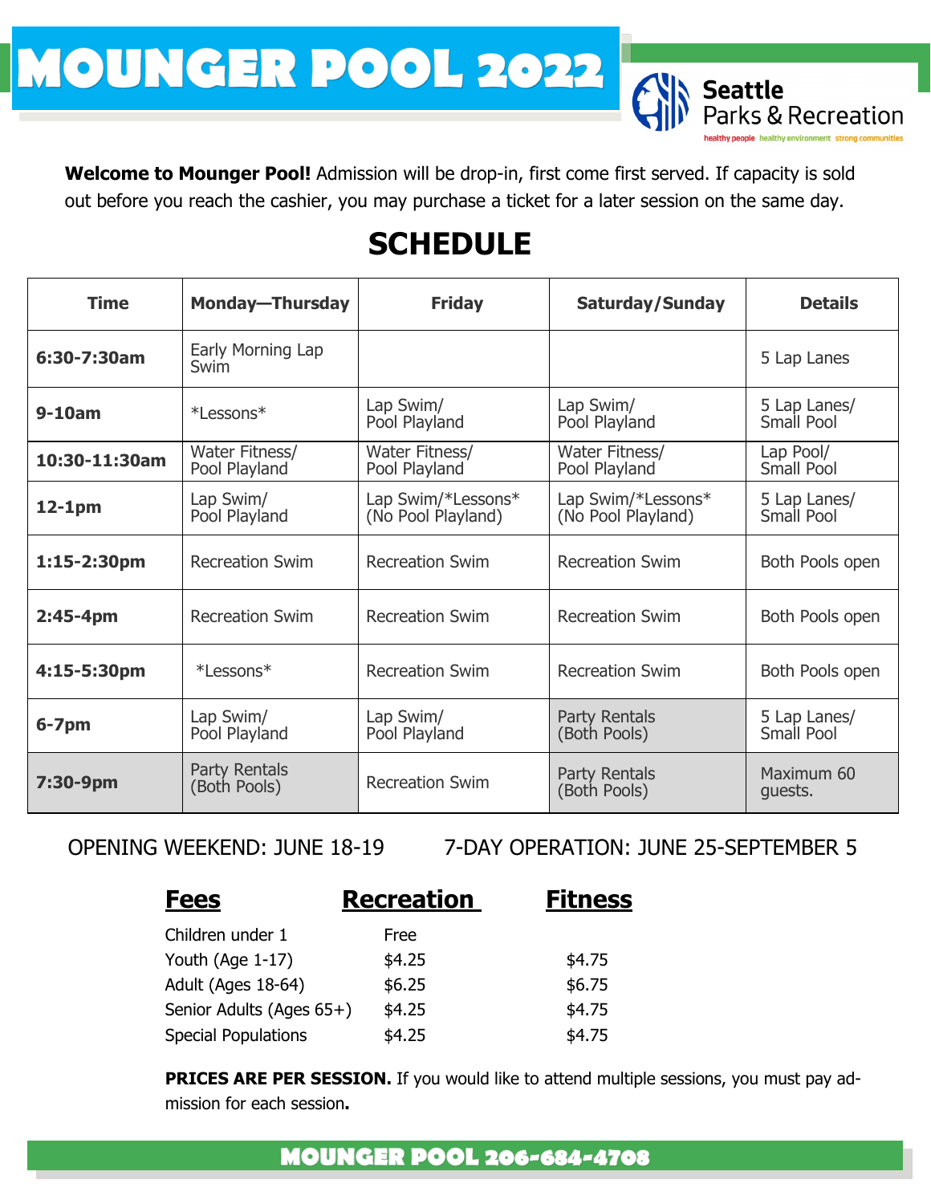# MOUNGER POOL 2022

Seattle Parks & Recreation

healthy people healthy environment strong communities

**Welcome to Mounger Pool!** Admission will be drop-in, first come first served. If capacity is sold out before you reach the cashier, you may purchase a ticket for a later session on the same day.

## SCHEDULE

| Time | Monday—Thursday | Friday | Saturday/Sunday | Details |
|---|---|---|---|---|
| 6:30-7:30am | Early Morning Lap Swim | | | 5 Lap Lanes |
| 9-10am | *Lessons* | Lap Swim/ Pool Playland | Lap Swim/ Pool Playland | 5 Lap Lanes/ Small Pool |
| 10:30-11:30am | Water Fitness/ Pool Playland | Water Fitness/ Pool Playland | Water Fitness/ Pool Playland | Lap Pool/ Small Pool |
| 12-1pm | Lap Swim/ Pool Playland | Lap Swim/*Lessons* (No Pool Playland) | Lap Swim/*Lessons* (No Pool Playland) | 5 Lap Lanes/ Small Pool |
| 1:15-2:30pm | Recreation Swim | Recreation Swim | Recreation Swim | Both Pools open |
| 2:45-4pm | Recreation Swim | Recreation Swim | Recreation Swim | Both Pools open |
| 4:15-5:30pm | *Lessons* | Recreation Swim | Recreation Swim | Both Pools open |
| 6-7pm | Lap Swim/ Pool Playland | Lap Swim/ Pool Playland | Party Rentals (Both Pools) | 5 Lap Lanes/ Small Pool |
| 7:30-9pm | Party Rentals (Both Pools) | Recreation Swim | Party Rentals (Both Pools) | Maximum 60 guests. |

OPENING WEEKEND: JUNE 18-19

7-DAY OPERATION: JUNE 25-SEPTEMBER 5

| Fees | Recreation | Fitness |
|---|---|---|
| Children under 1 | Free | |
| Youth (Age 1-17) | $4.25 | $4.75 |
| Adult (Ages 18-64) | $6.25 | $6.75 |
| Senior Adults (Ages 65+) | $4.25 | $4.75 |
| Special Populations | $4.25 | $4.75 |

**PRICES ARE PER SESSION.** If you would like to attend multiple sessions, you must pay admission for each session**.**

**MOUNGER POOL 206-684-4708**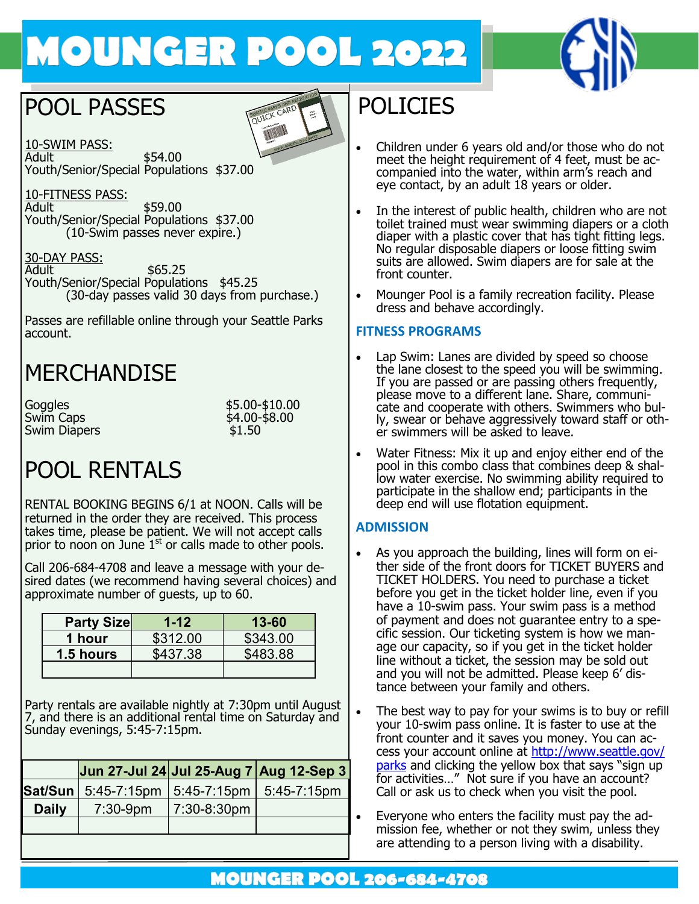# MOUNGER POOL 2022

## POOL PASSES

10-SWIM PASS:
Adult $54.00
Youth/Senior/Special Populations $37.00

10-FITNESS PASS:
Adult $59.00
Youth/Senior/Special Populations $37.00
(10-Swim passes never expire.)

30-DAY PASS:
Adult $65.25
Youth/Senior/Special Populations $45.25
(30-day passes valid 30 days from purchase.)

Passes are refillable online through your Seattle Parks account.

## MERCHANDISE

| | |
|---|---|
| Goggles | $5.00-$10.00 |
| Swim Caps | $4.00-$8.00 |
| Swim Diapers | $1.50 |

## POOL RENTALS

RENTAL BOOKING BEGINS 6/1 at NOON. Calls will be returned in the order they are received. This process takes time, please be patient. We will not accept calls prior to noon on June 1st or calls made to other pools.

Call 206-684-4708 and leave a message with your desired dates (we recommend having several choices) and approximate number of guests, up to 60.

| Party Size | 1-12 | 13-60 |
|---|---|---|
| 1 hour | $312.00 | $343.00 |
| 1.5 hours | $437.38 | $483.88 |
| | | |

Party rentals are available nightly at 7:30pm until August 7, and there is an additional rental time on Saturday and Sunday evenings, 5:45-7:15pm.

| | Jun 27-Jul 24 | Jul 25-Aug 7 | Aug 12-Sep 3 |
|---|---|---|---|
| Sat/Sun | 5:45-7:15pm | 5:45-7:15pm | 5:45-7:15pm |
| Daily | 7:30-9pm | 7:30-8:30pm | |
| | | | |

## POLICIES

- Children under 6 years old and/or those who do not meet the height requirement of 4 feet, must be accompanied into the water, within arm's reach and eye contact, by an adult 18 years or older.
- In the interest of public health, children who are not toilet trained must wear swimming diapers or a cloth diaper with a plastic cover that has tight fitting legs. No regular disposable diapers or loose fitting swim suits are allowed. Swim diapers are for sale at the front counter.
- Mounger Pool is a family recreation facility. Please dress and behave accordingly.

### FITNESS PROGRAMS

- Lap Swim: Lanes are divided by speed so choose the lane closest to the speed you will be swimming. If you are passed or are passing others frequently, please move to a different lane. Share, communicate and cooperate with others. Swimmers who bully, swear or behave aggressively toward staff or other swimmers will be asked to leave.
- Water Fitness: Mix it up and enjoy either end of the pool in this combo class that combines deep & shallow water exercise. No swimming ability required to participate in the shallow end; participants in the deep end will use flotation equipment.

### ADMISSION

- As you approach the building, lines will form on either side of the front doors for TICKET BUYERS and TICKET HOLDERS. You need to purchase a ticket before you get in the ticket holder line, even if you have a 10-swim pass. Your swim pass is a method of payment and does not guarantee entry to a specific session. Our ticketing system is how we manage our capacity, so if you get in the ticket holder line without a ticket, the session may be sold out and you will not be admitted. Please keep 6' distance between your family and others.
- The best way to pay for your swims is to buy or refill your 10-swim pass online. It is faster to use at the front counter and it saves you money. You can access your account online at http://www.seattle.gov/parks and clicking the yellow box that says "sign up for activities…" Not sure if you have an account? Call or ask us to check when you visit the pool.
- Everyone who enters the facility must pay the admission fee, whether or not they swim, unless they are attending to a person living with a disability.

MOUNGER POOL 206-684-4708